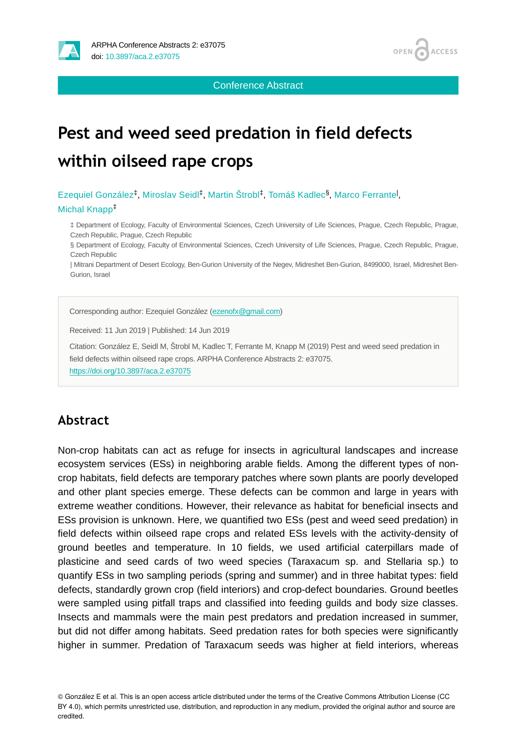Conference Abstract

# Pest and weed seed predation in field defects within oilseed rape crops

Ezequiel González[‡], Miroslav Seidl[‡], Martin Štrobl[‡], Tomáš Kadlec[§], Marco Ferrante[|], Michal Knapp[‡]

‡ Department of Ecology, Faculty of Environmental Sciences, Czech University of Life Sciences, Prague, Czech Republic, Prague, Czech Republic, Prague, Czech Republic

§ Department of Ecology, Faculty of Environmental Sciences, Czech University of Life Sciences, Prague, Czech Republic, Prague, Czech Republic

| Mitrani Department of Desert Ecology, Ben-Gurion University of the Negev, Midreshet Ben-Gurion, 8499000, Israel, Midreshet Ben-Gurion, Israel

Corresponding author: Ezequiel González (ezenofx@gmail.com)

Received: 11 Jun 2019 | Published: 14 Jun 2019

Citation: González E, Seidl M, Štrobl M, Kadlec T, Ferrante M, Knapp M (2019) Pest and weed seed predation in field defects within oilseed rape crops. ARPHA Conference Abstracts 2: e37075. https://doi.org/10.3897/aca.2.e37075

## Abstract

Non-crop habitats can act as refuge for insects in agricultural landscapes and increase ecosystem services (ESs) in neighboring arable fields. Among the different types of non-crop habitats, field defects are temporary patches where sown plants are poorly developed and other plant species emerge. These defects can be common and large in years with extreme weather conditions. However, their relevance as habitat for beneficial insects and ESs provision is unknown. Here, we quantified two ESs (pest and weed seed predation) in field defects within oilseed rape crops and related ESs levels with the activity-density of ground beetles and temperature. In 10 fields, we used artificial caterpillars made of plasticine and seed cards of two weed species (Taraxacum sp. and Stellaria sp.) to quantify ESs in two sampling periods (spring and summer) and in three habitat types: field defects, standardly grown crop (field interiors) and crop-defect boundaries. Ground beetles were sampled using pitfall traps and classified into feeding guilds and body size classes. Insects and mammals were the main pest predators and predation increased in summer, but did not differ among habitats. Seed predation rates for both species were significantly higher in summer. Predation of Taraxacum seeds was higher at field interiors, whereas

© González E et al. This is an open access article distributed under the terms of the Creative Commons Attribution License (CC BY 4.0), which permits unrestricted use, distribution, and reproduction in any medium, provided the original author and source are credited.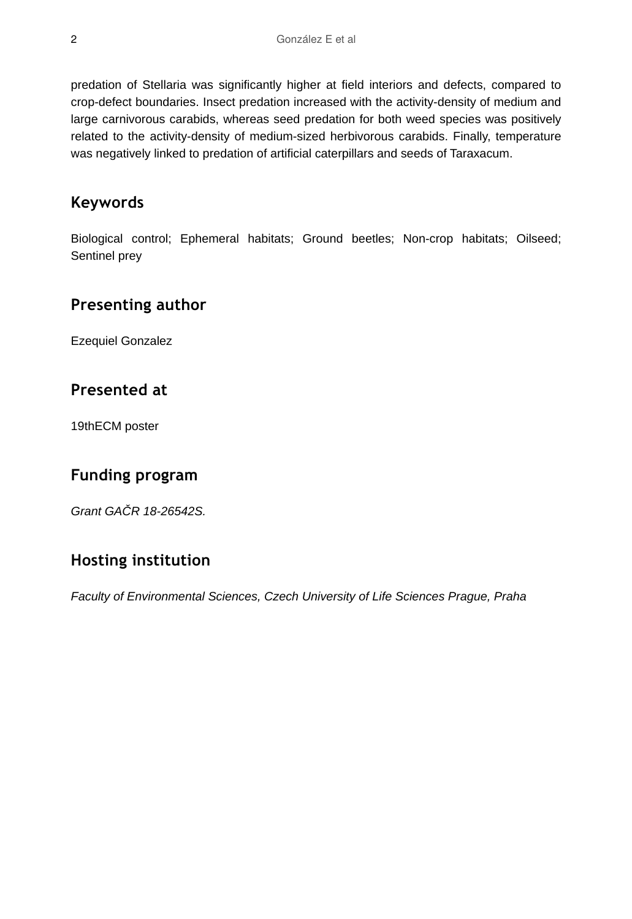predation of Stellaria was significantly higher at field interiors and defects, compared to crop-defect boundaries. Insect predation increased with the activity-density of medium and large carnivorous carabids, whereas seed predation for both weed species was positively related to the activity-density of medium-sized herbivorous carabids. Finally, temperature was negatively linked to predation of artificial caterpillars and seeds of Taraxacum.

## Keywords

Biological control; Ephemeral habitats; Ground beetles; Non-crop habitats; Oilseed; Sentinel prey

## Presenting author

Ezequiel Gonzalez

## Presented at

19thECM poster

## Funding program

*Grant GAČR 18-26542S.*

## Hosting institution

*Faculty of Environmental Sciences, Czech University of Life Sciences Prague, Praha*